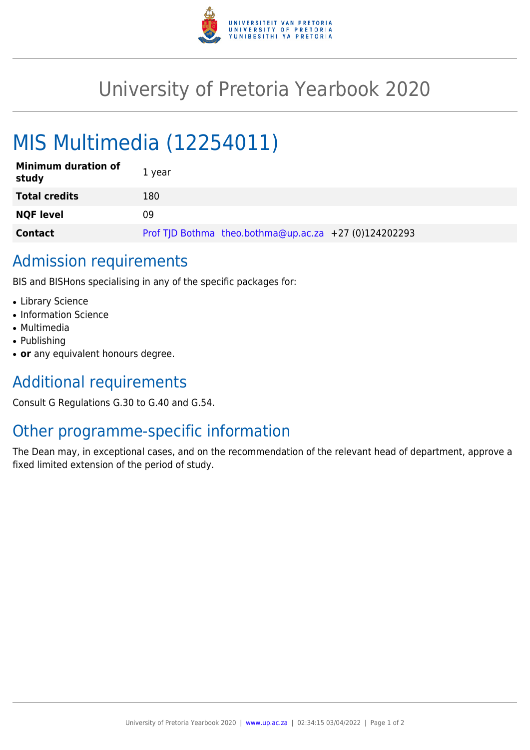# University of Pretoria Yearbook 2020

## MIS Multimedia (12254011)

| | |
|---|---|
| **Minimum duration of study** | 1 year |
| **Total credits** | 180 |
| **NQF level** | 09 |
| **Contact** | Prof TJD Bothma theo.bothma@up.ac.za +27 (0)124202293 |

## Admission requirements

BIS and BISHons specialising in any of the specific packages for:

- Library Science
- Information Science
- Multimedia
- Publishing
- **or** any equivalent honours degree.

## Additional requirements

Consult G Regulations G.30 to G.40 and G.54.

## Other programme-specific information

The Dean may, in exceptional cases, and on the recommendation of the relevant head of department, approve a fixed limited extension of the period of study.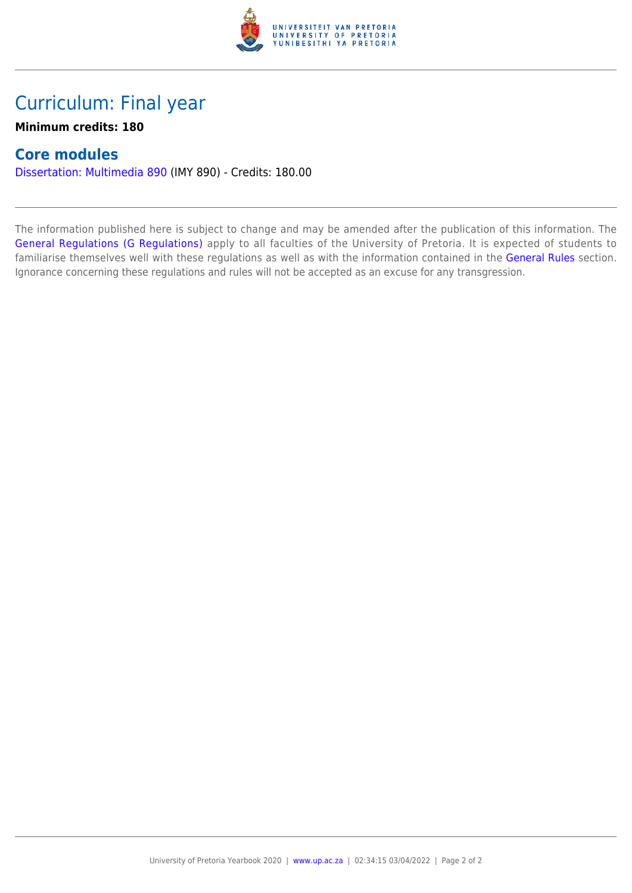## Curriculum: Final year

**Minimum credits: 180**

### Core modules

Dissertation: Multimedia 890 (IMY 890) - Credits: 180.00

The information published here is subject to change and may be amended after the publication of this information. The General Regulations (G Regulations) apply to all faculties of the University of Pretoria. It is expected of students to familiarise themselves well with these regulations as well as with the information contained in the General Rules section. Ignorance concerning these regulations and rules will not be accepted as an excuse for any transgression.